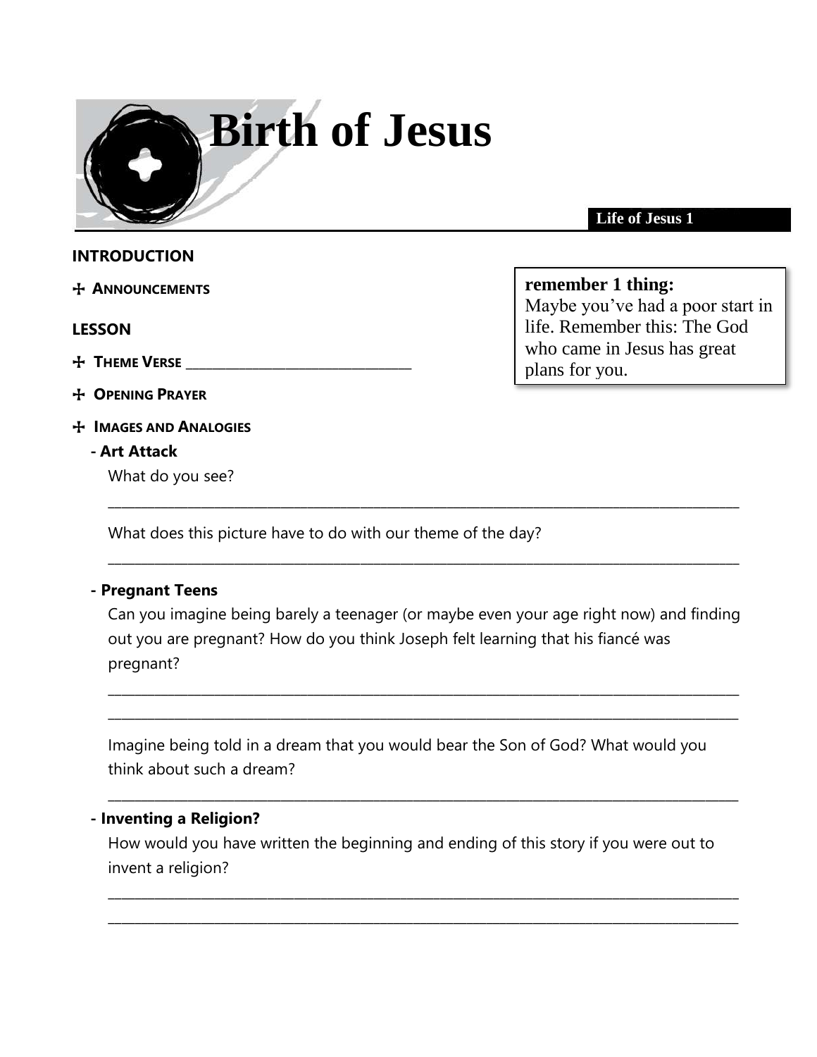# Birth of Jesus

**Life of Jesus 1**

## INTRODUCTION

> **remember 1 thing:**
> Maybe you've had a poor start in life. Remember this: The God who came in Jesus has great plans for you.

✢ **ANNOUNCEMENTS**

## LESSON

✢ **THEME VERSE** ________________________________

✢ **OPENING PRAYER**

✢ **IMAGES AND ANALOGIES**

**- Art Attack**

What do you see?

___________________________________________________________________________________________

What does this picture have to do with our theme of the day?

___________________________________________________________________________________________

**- Pregnant Teens**

Can you imagine being barely a teenager (or maybe even your age right now) and finding out you are pregnant? How do you think Joseph felt learning that his fiancé was pregnant?

___________________________________________________________________________________________

___________________________________________________________________________________________

Imagine being told in a dream that you would bear the Son of God? What would you think about such a dream?

___________________________________________________________________________________________

**- Inventing a Religion?**

How would you have written the beginning and ending of this story if you were out to invent a religion?

___________________________________________________________________________________________

___________________________________________________________________________________________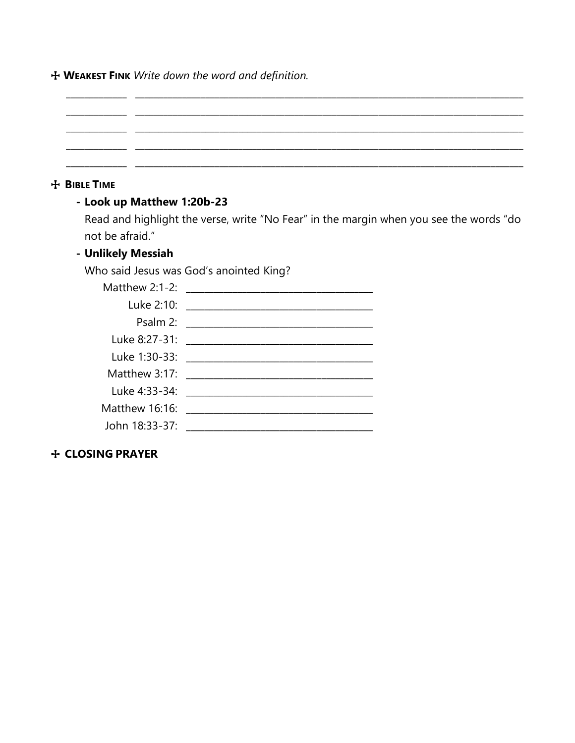✢ **WEAKEST FINK** *Write down the word and definition.*

_____________ _______________________________________________________________________________

_____________ _______________________________________________________________________________

_____________ _______________________________________________________________________________

_____________ _______________________________________________________________________________

_____________ _______________________________________________________________________________

✢ **BIBLE TIME**

- **Look up Matthew 1:20b-23**

  Read and highlight the verse, write "No Fear" in the margin when you see the words "do not be afraid."

- **Unlikely Messiah**

  Who said Jesus was God's anointed King?

  Matthew 2:1-2: ___________________________________

  Luke 2:10: ___________________________________

  Psalm 2: ___________________________________

  Luke 8:27-31: ___________________________________

  Luke 1:30-33: ___________________________________

  Matthew 3:17: ___________________________________

  Luke 4:33-34: ___________________________________

  Matthew 16:16: ___________________________________

  John 18:33-37: ___________________________________

✢ **CLOSING PRAYER**